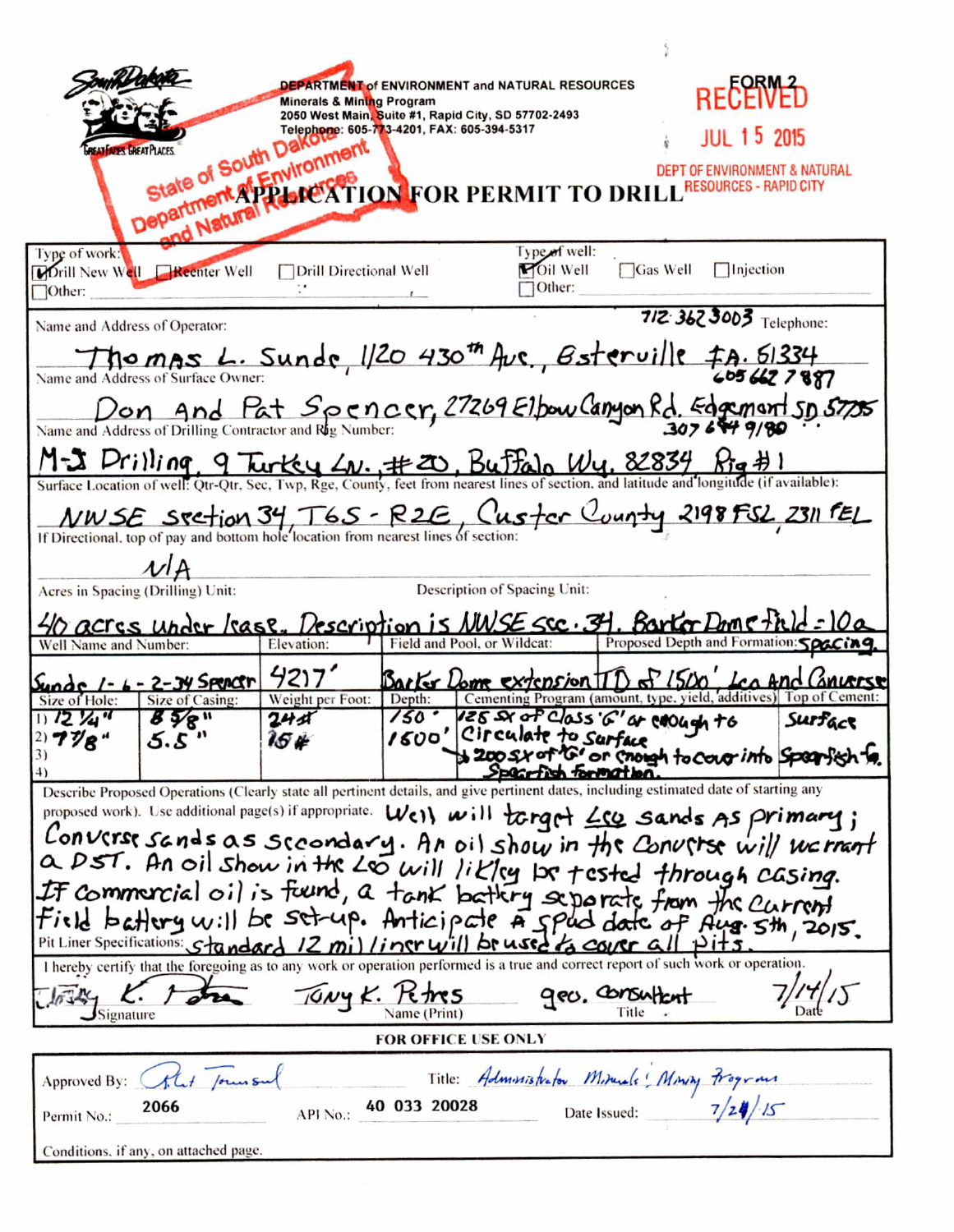South Dakota — GREAT FACES. GREAT PLACES.

**DEPARTMENT of ENVIRONMENT and NATURAL RESOURCES**
**Minerals & Mining Program**
**2050 West Main, Suite #1, Rapid City, SD 57702-2493**
**Telephone: 605-773-4201, FAX: 605-394-5317**

**FORM 2**

RECEIVED
JUL 15 2015
DEPT OF ENVIRONMENT & NATURAL RESOURCES - RAPID CITY

State of South Dakota Department of Environment and Natural Resources

# APPLICATION FOR PERMIT TO DRILL

Type of work: ☑ Drill New Well ☐ Reenter Well ☐ Drill Directional Well ☐ Other:

Type of well: ☑ Oil Well ☐ Gas Well ☐ Injection ☐ Other:

Name and Address of Operator: Thomas L. Sunde, 1120 430th Ave., Esterville IA. 51334

Telephone: 712 362 3003

Name and Address of Surface Owner: Don And Pat Spencer, 27269 Elbow Canyon Rd. Edgemont SD 57735 — 605 662 7887

Name and Address of Drilling Contractor and Rig Number: M-J Drilling, 9 Turkey Ln. #20, Buffalo Wy. 82834 Rig #1 — 307 684 9180

Surface Location of well: Qtr-Qtr, Sec, Twp, Rge, County, feet from nearest lines of section, and latitude and longitude (if available): NWSE section 34, T6S - R2E, Custer County 2198 FSL, 2311 FEL

If Directional, top of pay and bottom hole location from nearest lines of section: N/A

Acres in Spacing (Drilling) Unit: 40 acres under lease.

Description of Spacing Unit: Description is NWSE Sec. 34. Barker Dome field = 10a spacing.

| Well Name and Number: | Elevation: | Field and Pool, or Wildcat: | Proposed Depth and Formation: |
|---|---|---|---|
| Sunde 1-6-2-34 Spencer | 4217' | Barker Dome extension | TD of 1500' Leo And Converse |

| | Size of Hole: | Size of Casing: | Weight per Foot: | Depth: | Cementing Program (amount, type, yield, additives) | Top of Cement: |
|---|---|---|---|---|---|---|
| 1) | 12 1/4" | 8 5/8" | 24# | 150' | 125 sx of Class 'G' or enough to Circulate to Surface | Surface |
| 2) | 7 7/8" | 5.5" | 15# | 1500' | 200 sx of 'G' or enough to cover into Spearfish formation. | Spearfish fm. |
| 3) | | | | | | |
| 4) | | | | | | |

Describe Proposed Operations (Clearly state all pertinent details, and give pertinent dates, including estimated date of starting any proposed work). Use additional page(s) if appropriate. Well will target Leo sands as primary; Converse sands as secondary. An oil show in the Converse will warrant a DST. An oil show in the Leo will likely be tested through casing. If commercial oil is found, a tank battery separate from the current field battery will be set-up. Anticipate a spud date of Aug. 5th, 2015.

Pit Liner Specifications: standard 12 mil liner will be used to cover all pits.

I hereby certify that the foregoing as to any work or operation performed is a true and correct report of such work or operation.

Signature: [signature] Name (Print): Tony K. Petres Title: geo. consultant Date: 7/14/15

**FOR OFFICE USE ONLY**

Approved By: [signature] Title: Administrator Minerals & Mining Program

Permit No.: 2066 API No.: 40 033 20028 Date Issued: 7/24/15

Conditions, if any, on attached page.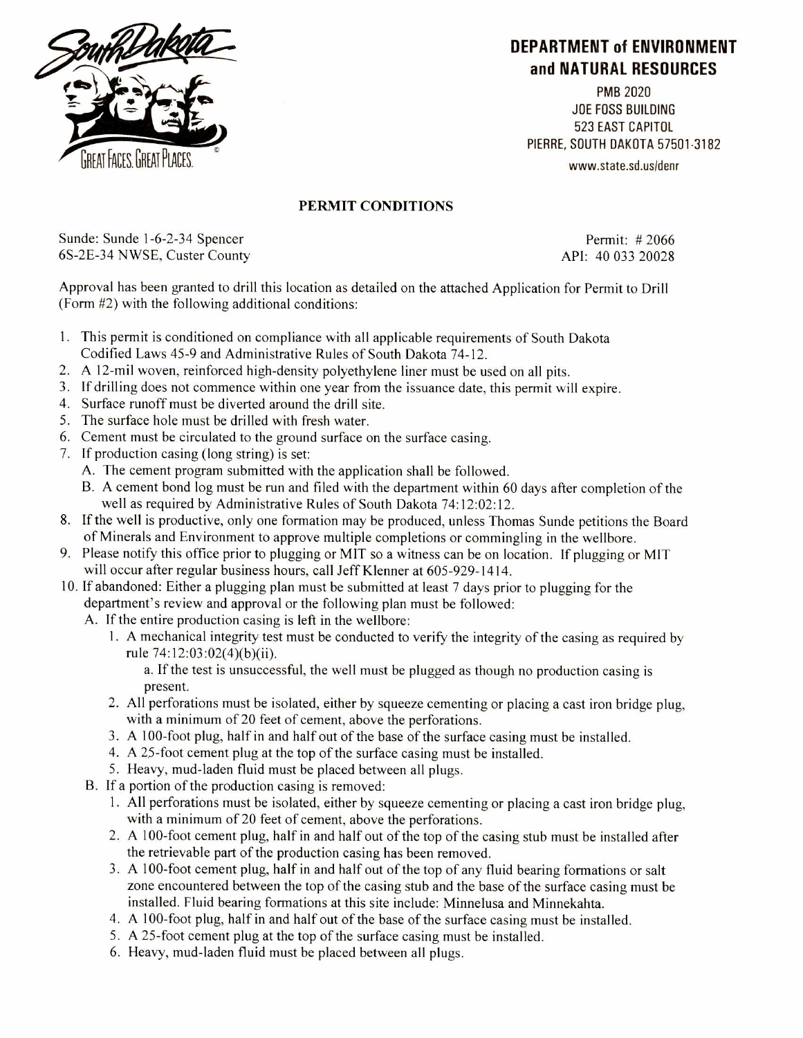**DEPARTMENT of ENVIRONMENT and NATURAL RESOURCES**

PMB 2020
JOE FOSS BUILDING
523 EAST CAPITOL
PIERRE, SOUTH DAKOTA 57501-3182
www.state.sd.us/denr

## PERMIT CONDITIONS

Sunde: Sunde 1-6-2-34 Spencer
6S-2E-34 NWSE, Custer County

Permit: # 2066
API: 40 033 20028

Approval has been granted to drill this location as detailed on the attached Application for Permit to Drill (Form #2) with the following additional conditions:

1. This permit is conditioned on compliance with all applicable requirements of South Dakota Codified Laws 45-9 and Administrative Rules of South Dakota 74-12.
2. A 12-mil woven, reinforced high-density polyethylene liner must be used on all pits.
3. If drilling does not commence within one year from the issuance date, this permit will expire.
4. Surface runoff must be diverted around the drill site.
5. The surface hole must be drilled with fresh water.
6. Cement must be circulated to the ground surface on the surface casing.
7. If production casing (long string) is set:
   A. The cement program submitted with the application shall be followed.
   B. A cement bond log must be run and filed with the department within 60 days after completion of the well as required by Administrative Rules of South Dakota 74:12:02:12.
8. If the well is productive, only one formation may be produced, unless Thomas Sunde petitions the Board of Minerals and Environment to approve multiple completions or commingling in the wellbore.
9. Please notify this office prior to plugging or MIT so a witness can be on location. If plugging or MIT will occur after regular business hours, call Jeff Klenner at 605-929-1414.
10. If abandoned: Either a plugging plan must be submitted at least 7 days prior to plugging for the department's review and approval or the following plan must be followed:
    A. If the entire production casing is left in the wellbore:
       1. A mechanical integrity test must be conducted to verify the integrity of the casing as required by rule 74:12:03:02(4)(b)(ii).
          a. If the test is unsuccessful, the well must be plugged as though no production casing is present.
       2. All perforations must be isolated, either by squeeze cementing or placing a cast iron bridge plug, with a minimum of 20 feet of cement, above the perforations.
       3. A 100-foot plug, half in and half out of the base of the surface casing must be installed.
       4. A 25-foot cement plug at the top of the surface casing must be installed.
       5. Heavy, mud-laden fluid must be placed between all plugs.
    B. If a portion of the production casing is removed:
       1. All perforations must be isolated, either by squeeze cementing or placing a cast iron bridge plug, with a minimum of 20 feet of cement, above the perforations.
       2. A 100-foot cement plug, half in and half out of the top of the casing stub must be installed after the retrievable part of the production casing has been removed.
       3. A 100-foot cement plug, half in and half out of the top of any fluid bearing formations or salt zone encountered between the top of the casing stub and the base of the surface casing must be installed. Fluid bearing formations at this site include: Minnelusa and Minnekahta.
       4. A 100-foot plug, half in and half out of the base of the surface casing must be installed.
       5. A 25-foot cement plug at the top of the surface casing must be installed.
       6. Heavy, mud-laden fluid must be placed between all plugs.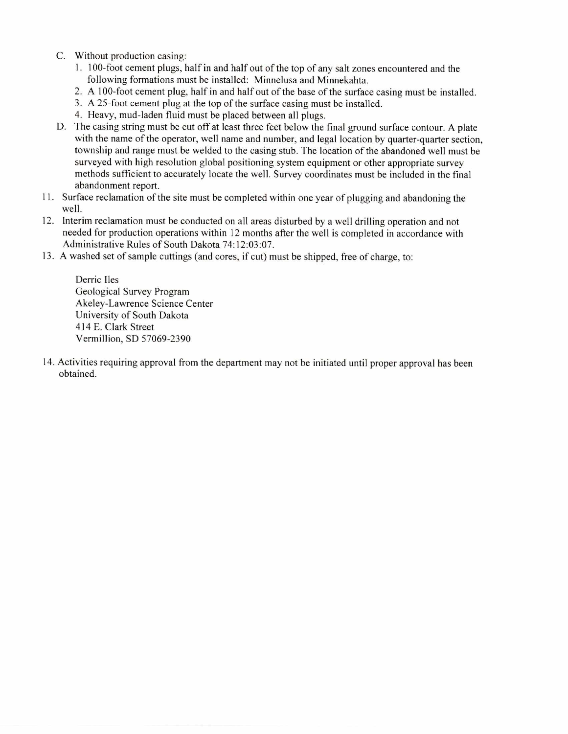C. Without production casing:
    1. 100-foot cement plugs, half in and half out of the top of any salt zones encountered and the following formations must be installed: Minnelusa and Minnekahta.
    2. A 100-foot cement plug, half in and half out of the base of the surface casing must be installed.
    3. A 25-foot cement plug at the top of the surface casing must be installed.
    4. Heavy, mud-laden fluid must be placed between all plugs.

D. The casing string must be cut off at least three feet below the final ground surface contour. A plate with the name of the operator, well name and number, and legal location by quarter-quarter section, township and range must be welded to the casing stub. The location of the abandoned well must be surveyed with high resolution global positioning system equipment or other appropriate survey methods sufficient to accurately locate the well. Survey coordinates must be included in the final abandonment report.

11. Surface reclamation of the site must be completed within one year of plugging and abandoning the well.
12. Interim reclamation must be conducted on all areas disturbed by a well drilling operation and not needed for production operations within 12 months after the well is completed in accordance with Administrative Rules of South Dakota 74:12:03:07.
13. A washed set of sample cuttings (and cores, if cut) must be shipped, free of charge, to:

    Derric Iles
    Geological Survey Program
    Akeley-Lawrence Science Center
    University of South Dakota
    414 E. Clark Street
    Vermillion, SD 57069-2390

14. Activities requiring approval from the department may not be initiated until proper approval has been obtained.